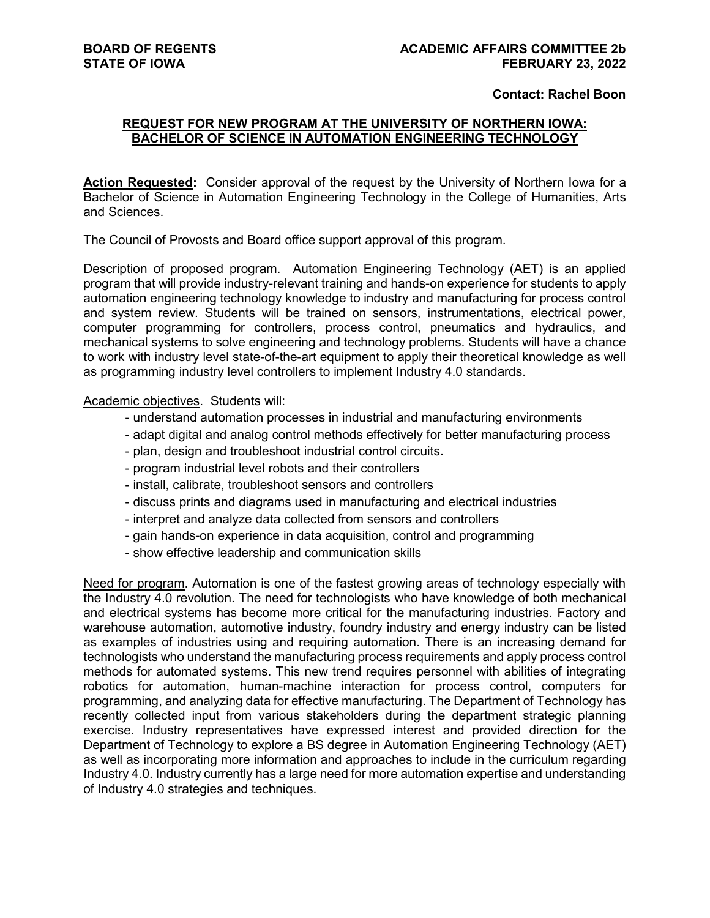**BOARD OF REGENTS**
**STATE OF IOWA**

**ACADEMIC AFFAIRS COMMITTEE 2b**
**FEBRUARY 23, 2022**

**Contact: Rachel Boon**

## REQUEST FOR NEW PROGRAM AT THE UNIVERSITY OF NORTHERN IOWA: BACHELOR OF SCIENCE IN AUTOMATION ENGINEERING TECHNOLOGY

**Action Requested:** Consider approval of the request by the University of Northern Iowa for a Bachelor of Science in Automation Engineering Technology in the College of Humanities, Arts and Sciences.

The Council of Provosts and Board office support approval of this program.

Description of proposed program. Automation Engineering Technology (AET) is an applied program that will provide industry-relevant training and hands-on experience for students to apply automation engineering technology knowledge to industry and manufacturing for process control and system review. Students will be trained on sensors, instrumentations, electrical power, computer programming for controllers, process control, pneumatics and hydraulics, and mechanical systems to solve engineering and technology problems. Students will have a chance to work with industry level state-of-the-art equipment to apply their theoretical knowledge as well as programming industry level controllers to implement Industry 4.0 standards.

Academic objectives. Students will:

- understand automation processes in industrial and manufacturing environments
- adapt digital and analog control methods effectively for better manufacturing process
- plan, design and troubleshoot industrial control circuits.
- program industrial level robots and their controllers
- install, calibrate, troubleshoot sensors and controllers
- discuss prints and diagrams used in manufacturing and electrical industries
- interpret and analyze data collected from sensors and controllers
- gain hands-on experience in data acquisition, control and programming
- show effective leadership and communication skills

Need for program. Automation is one of the fastest growing areas of technology especially with the Industry 4.0 revolution. The need for technologists who have knowledge of both mechanical and electrical systems has become more critical for the manufacturing industries. Factory and warehouse automation, automotive industry, foundry industry and energy industry can be listed as examples of industries using and requiring automation. There is an increasing demand for technologists who understand the manufacturing process requirements and apply process control methods for automated systems. This new trend requires personnel with abilities of integrating robotics for automation, human-machine interaction for process control, computers for programming, and analyzing data for effective manufacturing. The Department of Technology has recently collected input from various stakeholders during the department strategic planning exercise. Industry representatives have expressed interest and provided direction for the Department of Technology to explore a BS degree in Automation Engineering Technology (AET) as well as incorporating more information and approaches to include in the curriculum regarding Industry 4.0. Industry currently has a large need for more automation expertise and understanding of Industry 4.0 strategies and techniques.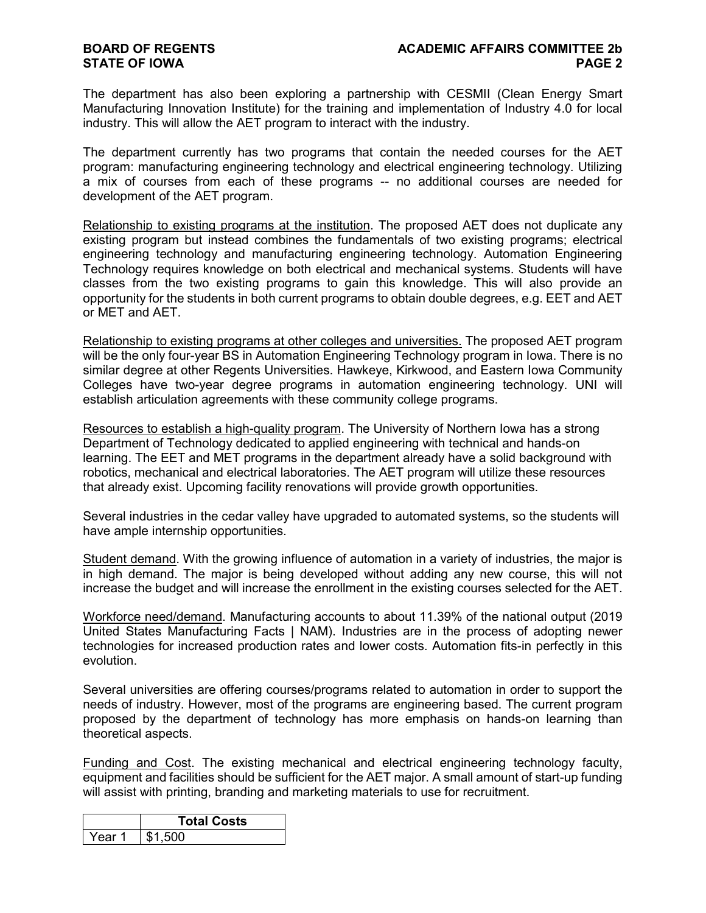The department has also been exploring a partnership with CESMII (Clean Energy Smart Manufacturing Innovation Institute) for the training and implementation of Industry 4.0 for local industry. This will allow the AET program to interact with the industry.

The department currently has two programs that contain the needed courses for the AET program: manufacturing engineering technology and electrical engineering technology. Utilizing a mix of courses from each of these programs -- no additional courses are needed for development of the AET program.

Relationship to existing programs at the institution. The proposed AET does not duplicate any existing program but instead combines the fundamentals of two existing programs; electrical engineering technology and manufacturing engineering technology. Automation Engineering Technology requires knowledge on both electrical and mechanical systems. Students will have classes from the two existing programs to gain this knowledge. This will also provide an opportunity for the students in both current programs to obtain double degrees, e.g. EET and AET or MET and AET.

Relationship to existing programs at other colleges and universities. The proposed AET program will be the only four-year BS in Automation Engineering Technology program in Iowa. There is no similar degree at other Regents Universities. Hawkeye, Kirkwood, and Eastern Iowa Community Colleges have two-year degree programs in automation engineering technology. UNI will establish articulation agreements with these community college programs.

Resources to establish a high-quality program. The University of Northern Iowa has a strong Department of Technology dedicated to applied engineering with technical and hands-on learning. The EET and MET programs in the department already have a solid background with robotics, mechanical and electrical laboratories. The AET program will utilize these resources that already exist. Upcoming facility renovations will provide growth opportunities.

Several industries in the cedar valley have upgraded to automated systems, so the students will have ample internship opportunities.

Student demand. With the growing influence of automation in a variety of industries, the major is in high demand. The major is being developed without adding any new course, this will not increase the budget and will increase the enrollment in the existing courses selected for the AET.

Workforce need/demand. Manufacturing accounts to about 11.39% of the national output (2019 United States Manufacturing Facts | NAM). Industries are in the process of adopting newer technologies for increased production rates and lower costs. Automation fits-in perfectly in this evolution.

Several universities are offering courses/programs related to automation in order to support the needs of industry. However, most of the programs are engineering based. The current program proposed by the department of technology has more emphasis on hands-on learning than theoretical aspects.

Funding and Cost. The existing mechanical and electrical engineering technology faculty, equipment and facilities should be sufficient for the AET major. A small amount of start-up funding will assist with printing, branding and marketing materials to use for recruitment.

| | **Total Costs** |
|---|---|
| Year 1 | $1,500 |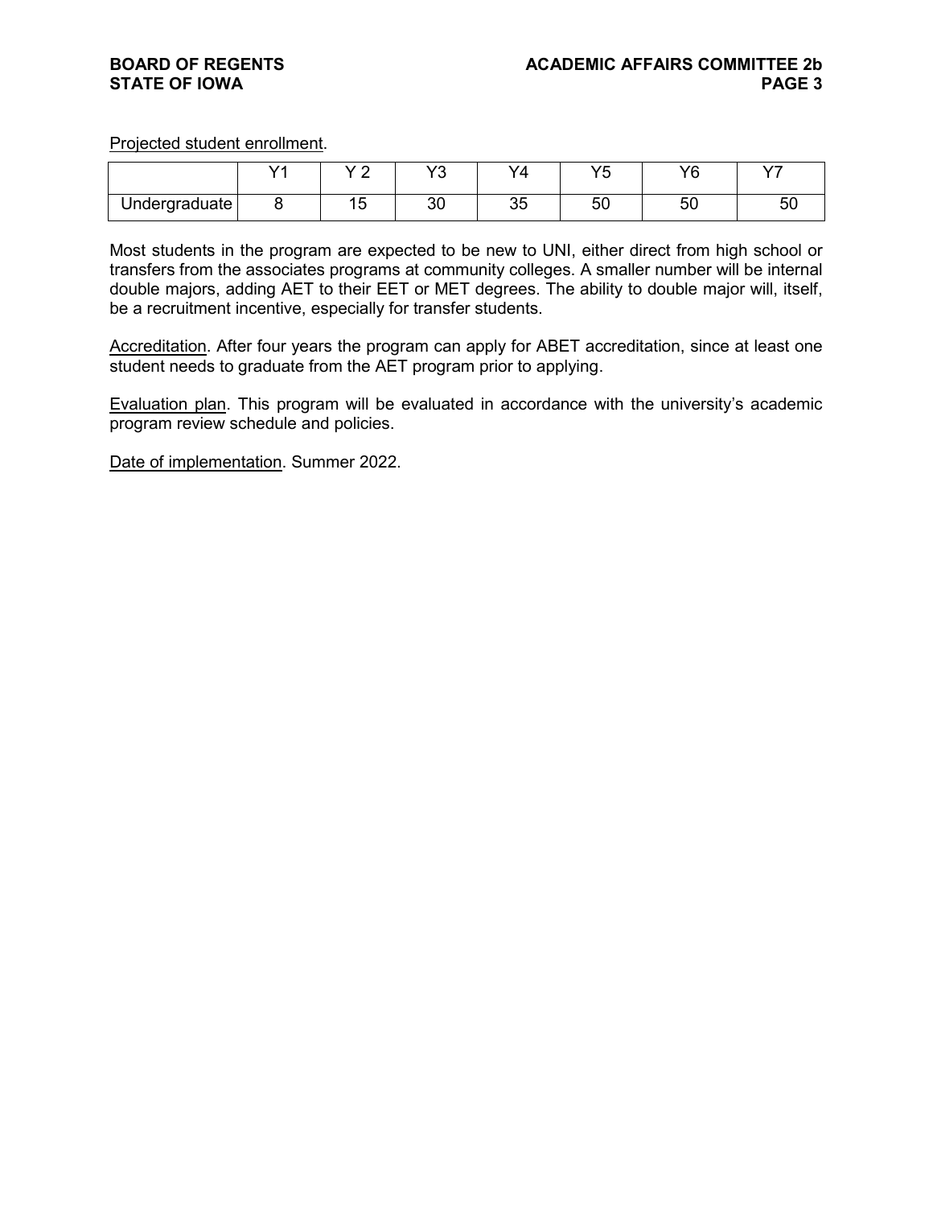Projected student enrollment.

| | Y1 | Y 2 | Y3 | Y4 | Y5 | Y6 | Y7 |
|---|---|---|---|---|---|---|---|
| Undergraduate | 8 | 15 | 30 | 35 | 50 | 50 | 50 |

Most students in the program are expected to be new to UNI, either direct from high school or transfers from the associates programs at community colleges. A smaller number will be internal double majors, adding AET to their EET or MET degrees. The ability to double major will, itself, be a recruitment incentive, especially for transfer students.

Accreditation. After four years the program can apply for ABET accreditation, since at least one student needs to graduate from the AET program prior to applying.

Evaluation plan. This program will be evaluated in accordance with the university's academic program review schedule and policies.

Date of implementation. Summer 2022.